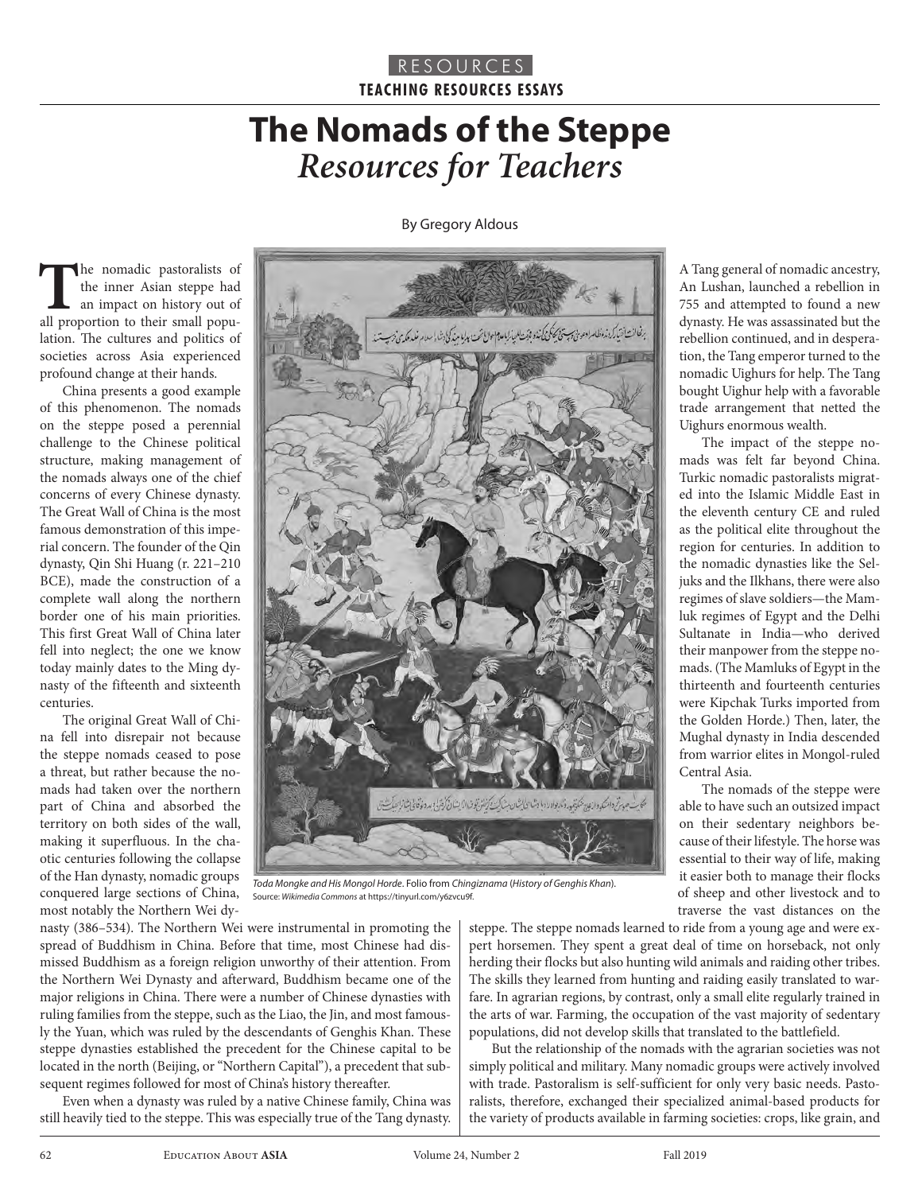RESOURCES

**TEACHING RESOURCES ESSAYS**

# The Nomads of the Steppe
## *Resources for Teachers*

By Gregory Aldous

The nomadic pastoralists of the inner Asian steppe had an impact on history out of all proportion to their small population. The cultures and politics of societies across Asia experienced profound change at their hands.

China presents a good example of this phenomenon. The nomads on the steppe posed a perennial challenge to the Chinese political structure, making management of the nomads always one of the chief concerns of every Chinese dynasty. The Great Wall of China is the most famous demonstration of this imperial concern. The founder of the Qin dynasty, Qin Shi Huang (r. 221–210 BCE), made the construction of a complete wall along the northern border one of his main priorities. This first Great Wall of China later fell into neglect; the one we know today mainly dates to the Ming dynasty of the fifteenth and sixteenth centuries.

The original Great Wall of China fell into disrepair not because the steppe nomads ceased to pose a threat, but rather because the nomads had taken over the northern part of China and absorbed the territory on both sides of the wall, making it superfluous. In the chaotic centuries following the collapse of the Han dynasty, nomadic groups conquered large sections of China, most notably the Northern Wei dynasty (386–534). The Northern Wei were instrumental in promoting the spread of Buddhism in China. Before that time, most Chinese had dismissed Buddhism as a foreign religion unworthy of their attention. From the Northern Wei Dynasty and afterward, Buddhism became one of the major religions in China. There were a number of Chinese dynasties with ruling families from the steppe, such as the Liao, the Jin, and most famously the Yuan, which was ruled by the descendants of Genghis Khan. These steppe dynasties established the precedent for the Chinese capital to be located in the north (Beijing, or "Northern Capital"), a precedent that subsequent regimes followed for most of China's history thereafter.

Even when a dynasty was ruled by a native Chinese family, China was still heavily tied to the steppe. This was especially true of the Tang dynasty. A Tang general of nomadic ancestry, An Lushan, launched a rebellion in 755 and attempted to found a new dynasty. He was assassinated but the rebellion continued, and in desperation, the Tang emperor turned to the nomadic Uighurs for help. The Tang bought Uighur help with a favorable trade arrangement that netted the Uighurs enormous wealth.

*Toda Mongke and His Mongol Horde*. Folio from *Chingiznama* (*History of Genghis Khan*). Source: *Wikimedia Commons* at https://tinyurl.com/y6zvcu9f.

The impact of the steppe nomads was felt far beyond China. Turkic nomadic pastoralists migrated into the Islamic Middle East in the eleventh century CE and ruled as the political elite throughout the region for centuries. In addition to the nomadic dynasties like the Seljuks and the Ilkhans, there were also regimes of slave soldiers—the Mamluk regimes of Egypt and the Delhi Sultanate in India—who derived their manpower from the steppe nomads. (The Mamluks of Egypt in the thirteenth and fourteenth centuries were Kipchak Turks imported from the Golden Horde.) Then, later, the Mughal dynasty in India descended from warrior elites in Mongol-ruled Central Asia.

The nomads of the steppe were able to have such an outsized impact on their sedentary neighbors because of their lifestyle. The horse was essential to their way of life, making it easier both to manage their flocks of sheep and other livestock and to traverse the vast distances on the steppe. The steppe nomads learned to ride from a young age and were expert horsemen. They spent a great deal of time on horseback, not only herding their flocks but also hunting wild animals and raiding other tribes. The skills they learned from hunting and raiding easily translated to warfare. In agrarian regions, by contrast, only a small elite regularly trained in the arts of war. Farming, the occupation of the vast majority of sedentary populations, did not develop skills that translated to the battlefield.

But the relationship of the nomads with the agrarian societies was not simply political and military. Many nomadic groups were actively involved with trade. Pastoralism is self-sufficient for only very basic needs. Pastoralists, therefore, exchanged their specialized animal-based products for the variety of products available in farming societies: crops, like grain, and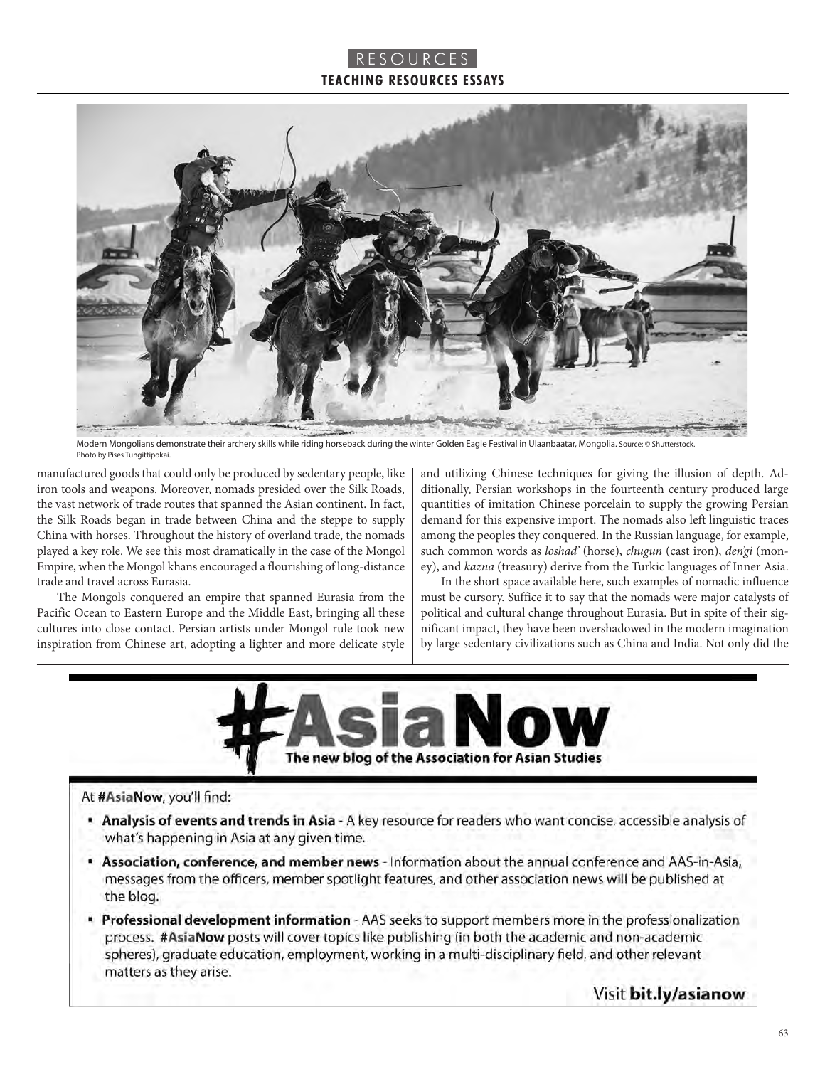Modern Mongolians demonstrate their archery skills while riding horseback during the winter Golden Eagle Festival in Ulaanbaatar, Mongolia. Source: © Shutterstock. Photo by Pises Tungittipokai.

manufactured goods that could only be produced by sedentary people, like iron tools and weapons. Moreover, nomads presided over the Silk Roads, the vast network of trade routes that spanned the Asian continent. In fact, the Silk Roads began in trade between China and the steppe to supply China with horses. Throughout the history of overland trade, the nomads played a key role. We see this most dramatically in the case of the Mongol Empire, when the Mongol khans encouraged a flourishing of long-distance trade and travel across Eurasia.

The Mongols conquered an empire that spanned Eurasia from the Pacific Ocean to Eastern Europe and the Middle East, bringing all these cultures into close contact. Persian artists under Mongol rule took new inspiration from Chinese art, adopting a lighter and more delicate style and utilizing Chinese techniques for giving the illusion of depth. Additionally, Persian workshops in the fourteenth century produced large quantities of imitation Chinese porcelain to supply the growing Persian demand for this expensive import. The nomads also left linguistic traces among the peoples they conquered. In the Russian language, for example, such common words as *loshad'* (horse), *chugun* (cast iron), *den'gi* (money), and *kazna* (treasury) derive from the Turkic languages of Inner Asia.

In the short space available here, such examples of nomadic influence must be cursory. Suffice it to say that the nomads were major catalysts of political and cultural change throughout Eurasia. But in spite of their significant impact, they have been overshadowed in the modern imagination by large sedentary civilizations such as China and India. Not only did the

---

# #AsiaNow

**The new blog of the Association for Asian Studies**

At **#AsiaNow**, you'll find:

- **Analysis of events and trends in Asia** - A key resource for readers who want concise, accessible analysis of what's happening in Asia at any given time.
- **Association, conference, and member news** - Information about the annual conference and AAS-in-Asia, messages from the officers, member spotlight features, and other association news will be published at the blog.
- **Professional development information** - AAS seeks to support members more in the professionalization process. **#AsiaNow** posts will cover topics like publishing (in both the academic and non-academic spheres), graduate education, employment, working in a multi-disciplinary field, and other relevant matters as they arise.

Visit **bit.ly/asianow**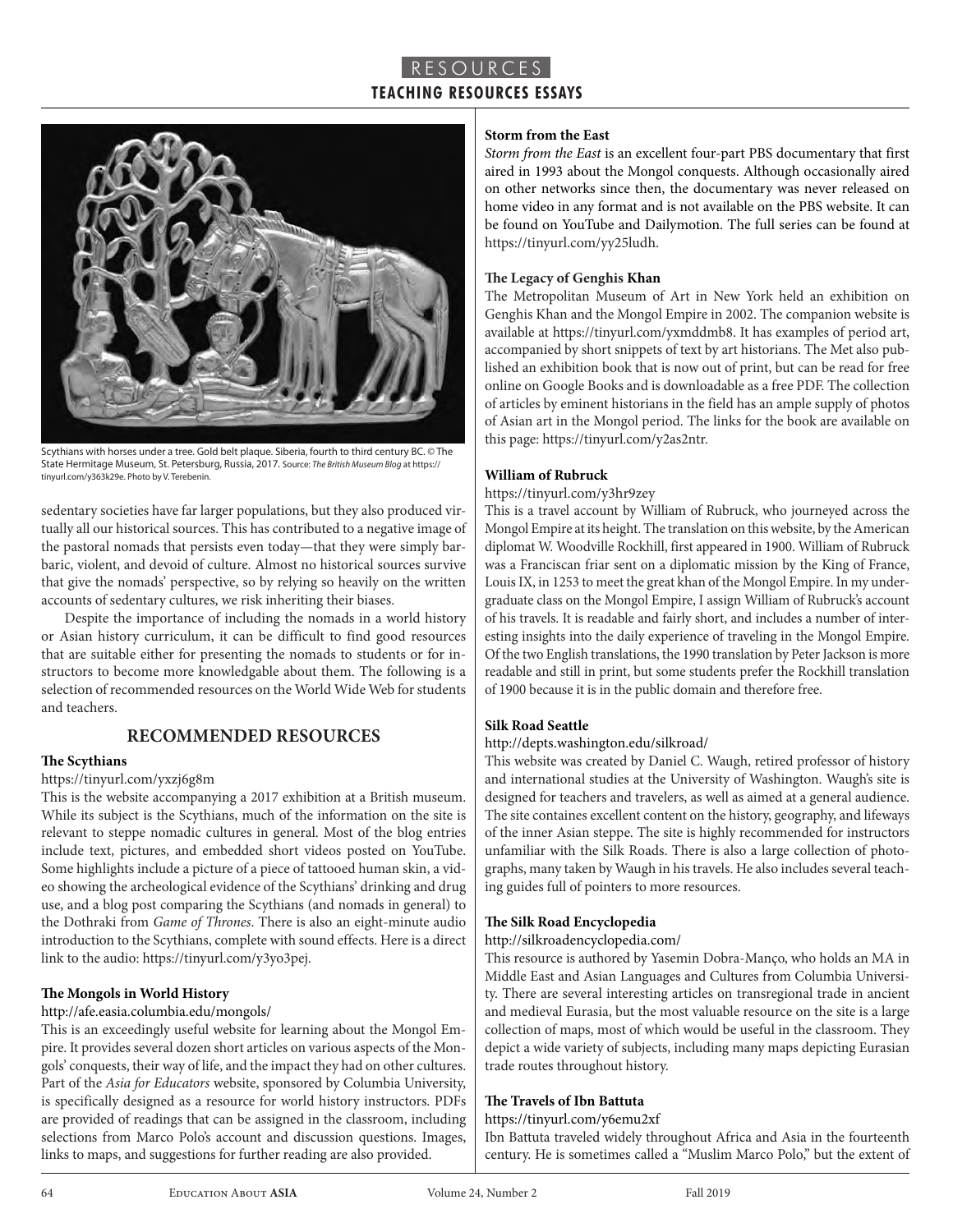Scythians with horses under a tree. Gold belt plaque. Siberia, fourth to third century BC. © The State Hermitage Museum, St. Petersburg, Russia, 2017. Source: *The British Museum Blog* at https://tinyurl.com/y363k29e. Photo by V. Terebenin.

sedentary societies have far larger populations, but they also produced virtually all our historical sources. This has contributed to a negative image of the pastoral nomads that persists even today—that they were simply barbaric, violent, and devoid of culture. Almost no historical sources survive that give the nomads' perspective, so by relying so heavily on the written accounts of sedentary cultures, we risk inheriting their biases.

Despite the importance of including the nomads in a world history or Asian history curriculum, it can be difficult to find good resources that are suitable either for presenting the nomads to students or for instructors to become more knowledgable about them. The following is a selection of recommended resources on the World Wide Web for students and teachers.

## RECOMMENDED RESOURCES

**The Scythians**

https://tinyurl.com/yxzj6g8m

This is the website accompanying a 2017 exhibition at a British museum. While its subject is the Scythians, much of the information on the site is relevant to steppe nomadic cultures in general. Most of the blog entries include text, pictures, and embedded short videos posted on YouTube. Some highlights include a picture of a piece of tattooed human skin, a video showing the archeological evidence of the Scythians' drinking and drug use, and a blog post comparing the Scythians (and nomads in general) to the Dothraki from *Game of Thrones*. There is also an eight-minute audio introduction to the Scythians, complete with sound effects. Here is a direct link to the audio: https://tinyurl.com/y3yo3pej.

**The Mongols in World History**

http://afe.easia.columbia.edu/mongols/

This is an exceedingly useful website for learning about the Mongol Empire. It provides several dozen short articles on various aspects of the Mongols' conquests, their way of life, and the impact they had on other cultures. Part of the *Asia for Educators* website, sponsored by Columbia University, is specifically designed as a resource for world history instructors. PDFs are provided of readings that can be assigned in the classroom, including selections from Marco Polo's account and discussion questions. Images, links to maps, and suggestions for further reading are also provided.

**Storm from the East**

*Storm from the East* is an excellent four-part PBS documentary that first aired in 1993 about the Mongol conquests. Although occasionally aired on other networks since then, the documentary was never released on home video in any format and is not available on the PBS website. It can be found on YouTube and Dailymotion. The full series can be found at https://tinyurl.com/yy25ludh.

**The Legacy of Genghis Khan**

The Metropolitan Museum of Art in New York held an exhibition on Genghis Khan and the Mongol Empire in 2002. The companion website is available at https://tinyurl.com/yxmddmb8. It has examples of period art, accompanied by short snippets of text by art historians. The Met also published an exhibition book that is now out of print, but can be read for free online on Google Books and is downloadable as a free PDF. The collection of articles by eminent historians in the field has an ample supply of photos of Asian art in the Mongol period. The links for the book are available on this page: https://tinyurl.com/y2as2ntr.

**William of Rubruck**

https://tinyurl.com/y3hr9zey

This is a travel account by William of Rubruck, who journeyed across the Mongol Empire at its height. The translation on this website, by the American diplomat W. Woodville Rockhill, first appeared in 1900. William of Rubruck was a Franciscan friar sent on a diplomatic mission by the King of France, Louis IX, in 1253 to meet the great khan of the Mongol Empire. In my undergraduate class on the Mongol Empire, I assign William of Rubruck's account of his travels. It is readable and fairly short, and includes a number of interesting insights into the daily experience of traveling in the Mongol Empire. Of the two English translations, the 1990 translation by Peter Jackson is more readable and still in print, but some students prefer the Rockhill translation of 1900 because it is in the public domain and therefore free.

**Silk Road Seattle**

http://depts.washington.edu/silkroad/

This website was created by Daniel C. Waugh, retired professor of history and international studies at the University of Washington. Waugh's site is designed for teachers and travelers, as well as aimed at a general audience. The site containes excellent content on the history, geography, and lifeways of the inner Asian steppe. The site is highly recommended for instructors unfamiliar with the Silk Roads. There is also a large collection of photographs, many taken by Waugh in his travels. He also includes several teaching guides full of pointers to more resources.

**The Silk Road Encyclopedia**

http://silkroadencyclopedia.com/

This resource is authored by Yasemin Dobra-Manço, who holds an MA in Middle East and Asian Languages and Cultures from Columbia University. There are several interesting articles on transregional trade in ancient and medieval Eurasia, but the most valuable resource on the site is a large collection of maps, most of which would be useful in the classroom. They depict a wide variety of subjects, including many maps depicting Eurasian trade routes throughout history.

**The Travels of Ibn Battuta**

https://tinyurl.com/y6emu2xf

Ibn Battuta traveled widely throughout Africa and Asia in the fourteenth century. He is sometimes called a "Muslim Marco Polo," but the extent of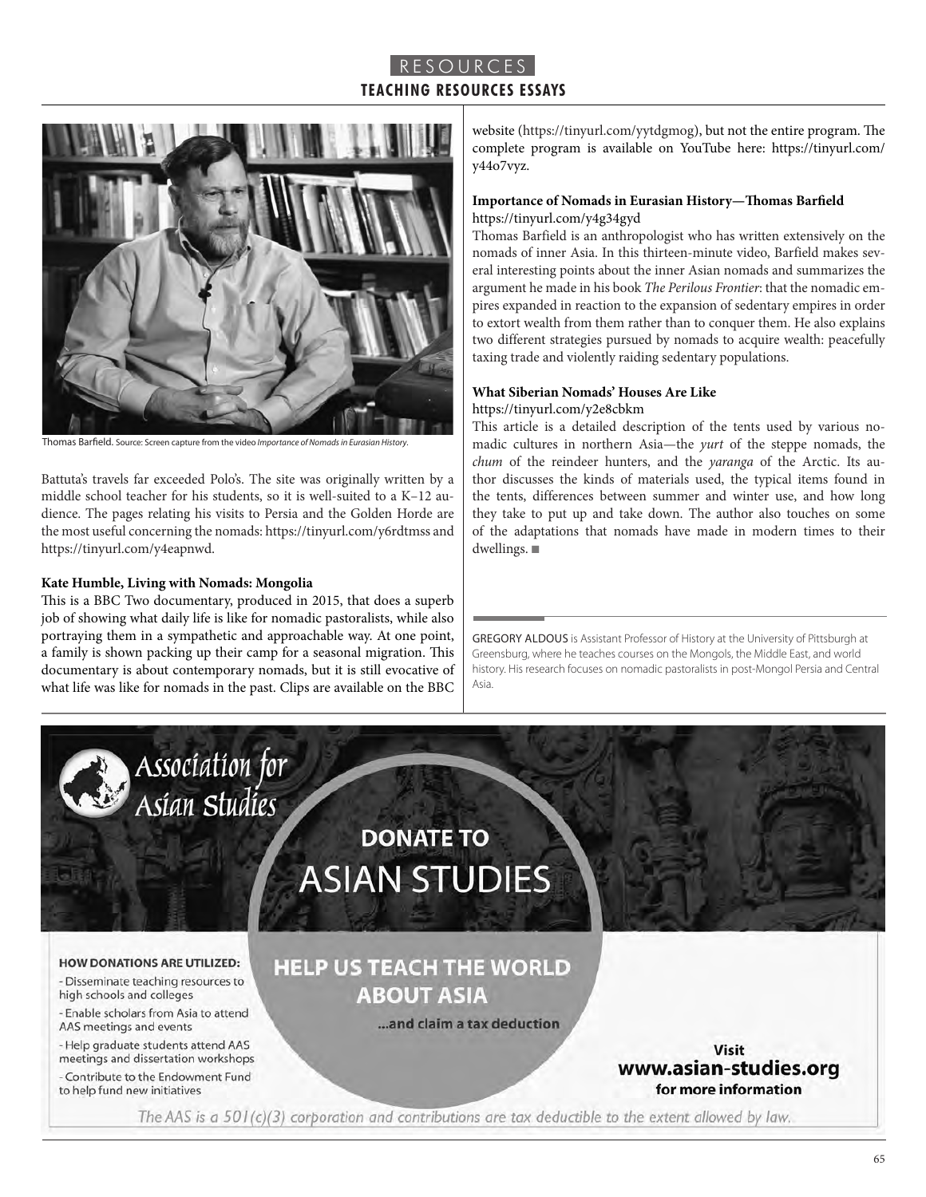Thomas Barfield. Source: Screen capture from the video *Importance of Nomads in Eurasian History*.

Battuta's travels far exceeded Polo's. The site was originally written by a middle school teacher for his students, so it is well-suited to a K–12 audience. The pages relating his visits to Persia and the Golden Horde are the most useful concerning the nomads: https://tinyurl.com/y6rdtmss and https://tinyurl.com/y4eapnwd.

**Kate Humble, Living with Nomads: Mongolia**

This is a BBC Two documentary, produced in 2015, that does a superb job of showing what daily life is like for nomadic pastoralists, while also portraying them in a sympathetic and approachable way. At one point, a family is shown packing up their camp for a seasonal migration. This documentary is about contemporary nomads, but it is still evocative of what life was like for nomads in the past. Clips are available on the BBC website (https://tinyurl.com/yytdgmog), but not the entire program. The complete program is available on YouTube here: https://tinyurl.com/y44o7vyz.

**Importance of Nomads in Eurasian History—Thomas Barfield**
https://tinyurl.com/y4g34gyd

Thomas Barfield is an anthropologist who has written extensively on the nomads of inner Asia. In this thirteen-minute video, Barfield makes several interesting points about the inner Asian nomads and summarizes the argument he made in his book *The Perilous Frontier*: that the nomadic empires expanded in reaction to the expansion of sedentary empires in order to extort wealth from them rather than to conquer them. He also explains two different strategies pursued by nomads to acquire wealth: peacefully taxing trade and violently raiding sedentary populations.

**What Siberian Nomads' Houses Are Like**
https://tinyurl.com/y2e8cbkm

This article is a detailed description of the tents used by various nomadic cultures in northern Asia—the *yurt* of the steppe nomads, the *chum* of the reindeer hunters, and the *yaranga* of the Arctic. Its author discusses the kinds of materials used, the typical items found in the tents, differences between summer and winter use, and how long they take to put up and take down. The author also touches on some of the adaptations that nomads have made in modern times to their dwellings. ■

GREGORY ALDOUS is Assistant Professor of History at the University of Pittsburgh at Greensburg, where he teaches courses on the Mongols, the Middle East, and world history. His research focuses on nomadic pastoralists in post-Mongol Persia and Central Asia.

Association for Asian Studies

**DONATE TO ASIAN STUDIES**

**HOW DONATIONS ARE UTILIZED:**

- Disseminate teaching resources to high schools and colleges
- Enable scholars from Asia to attend AAS meetings and events
- Help graduate students attend AAS meetings and dissertation workshops
- Contribute to the Endowment Fund to help fund new initiatives

**HELP US TEACH THE WORLD ABOUT ASIA**

**...and claim a tax deduction**

**Visit www.asian-studies.org for more information**

*The AAS is a 501(c)(3) corporation and contributions are tax deductible to the extent allowed by law.*